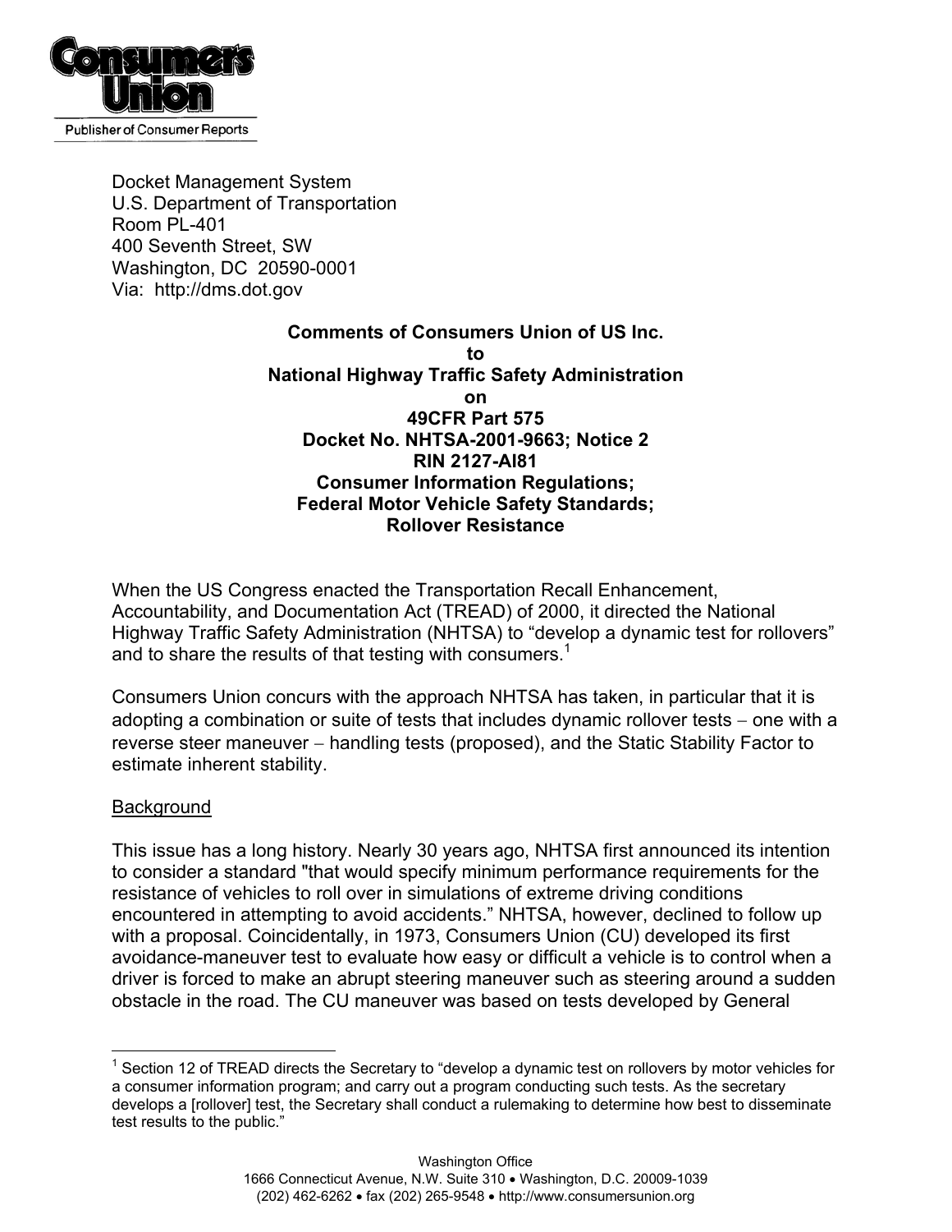Consumers Union

Publisher of Consumer Reports

Docket Management System
U.S. Department of Transportation
Room PL-401
400 Seventh Street, SW
Washington, DC 20590-0001
Via: http://dms.dot.gov

**Comments of Consumers Union of US Inc.**
**to**
**National Highway Traffic Safety Administration**
**on**
**49CFR Part 575**
**Docket No. NHTSA-2001-9663; Notice 2**
**RIN 2127-AI81**
**Consumer Information Regulations;**
**Federal Motor Vehicle Safety Standards;**
**Rollover Resistance**

When the US Congress enacted the Transportation Recall Enhancement, Accountability, and Documentation Act (TREAD) of 2000, it directed the National Highway Traffic Safety Administration (NHTSA) to "develop a dynamic test for rollovers" and to share the results of that testing with consumers.[1]

Consumers Union concurs with the approach NHTSA has taken, in particular that it is adopting a combination or suite of tests that includes dynamic rollover tests – one with a reverse steer maneuver – handling tests (proposed), and the Static Stability Factor to estimate inherent stability.

<u>Background</u>

This issue has a long history. Nearly 30 years ago, NHTSA first announced its intention to consider a standard "that would specify minimum performance requirements for the resistance of vehicles to roll over in simulations of extreme driving conditions encountered in attempting to avoid accidents." NHTSA, however, declined to follow up with a proposal. Coincidentally, in 1973, Consumers Union (CU) developed its first avoidance-maneuver test to evaluate how easy or difficult a vehicle is to control when a driver is forced to make an abrupt steering maneuver such as steering around a sudden obstacle in the road. The CU maneuver was based on tests developed by General

[1] Section 12 of TREAD directs the Secretary to "develop a dynamic test on rollovers by motor vehicles for a consumer information program; and carry out a program conducting such tests. As the secretary develops a [rollover] test, the Secretary shall conduct a rulemaking to determine how best to disseminate test results to the public."

Washington Office
1666 Connecticut Avenue, N.W. Suite 310 • Washington, D.C. 20009-1039
(202) 462-6262 • fax (202) 265-9548 • http://www.consumersunion.org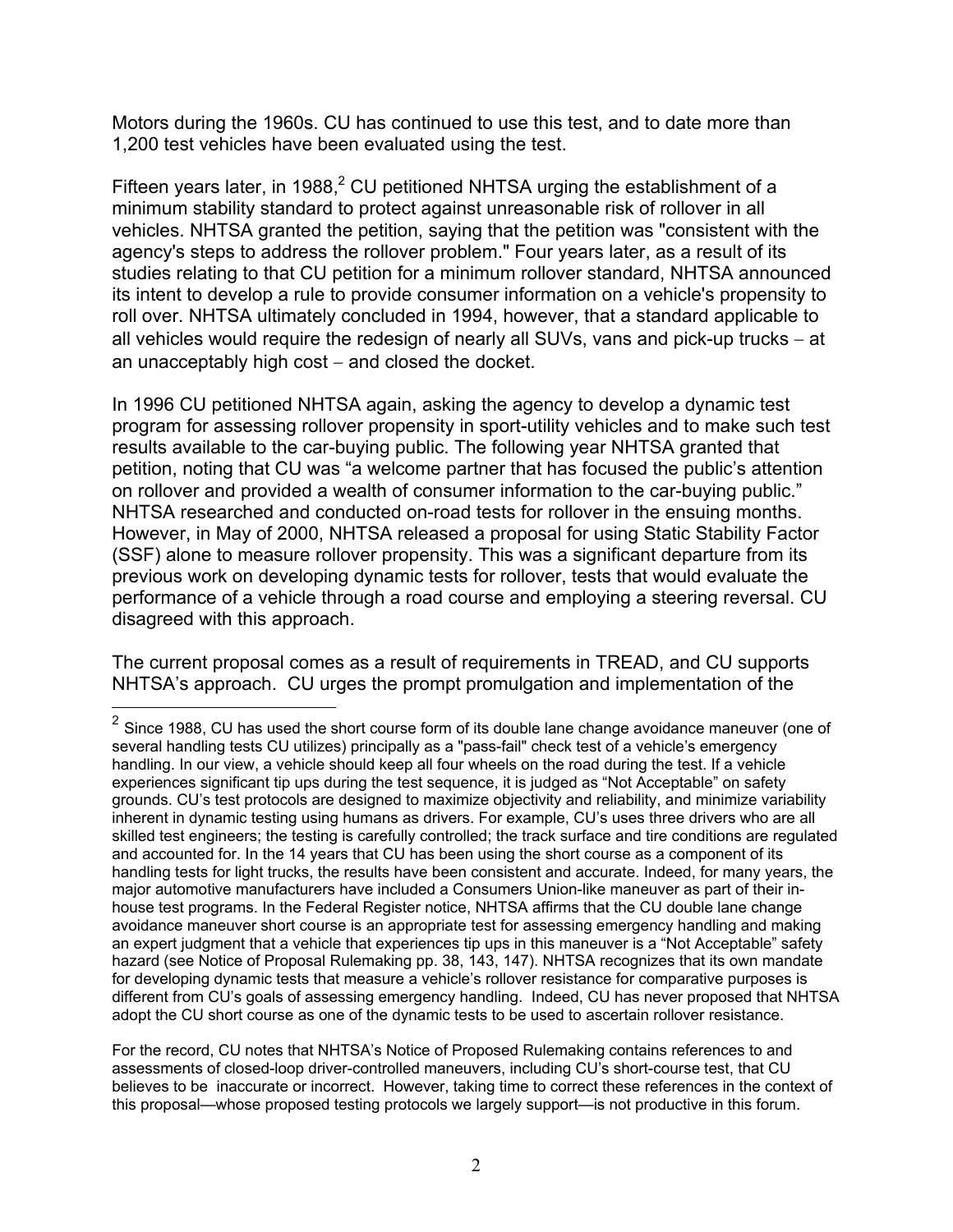Motors during the 1960s. CU has continued to use this test, and to date more than 1,200 test vehicles have been evaluated using the test.

Fifteen years later, in 1988,[2] CU petitioned NHTSA urging the establishment of a minimum stability standard to protect against unreasonable risk of rollover in all vehicles. NHTSA granted the petition, saying that the petition was "consistent with the agency's steps to address the rollover problem." Four years later, as a result of its studies relating to that CU petition for a minimum rollover standard, NHTSA announced its intent to develop a rule to provide consumer information on a vehicle's propensity to roll over. NHTSA ultimately concluded in 1994, however, that a standard applicable to all vehicles would require the redesign of nearly all SUVs, vans and pick-up trucks – at an unacceptably high cost – and closed the docket.

In 1996 CU petitioned NHTSA again, asking the agency to develop a dynamic test program for assessing rollover propensity in sport-utility vehicles and to make such test results available to the car-buying public. The following year NHTSA granted that petition, noting that CU was "a welcome partner that has focused the public's attention on rollover and provided a wealth of consumer information to the car-buying public." NHTSA researched and conducted on-road tests for rollover in the ensuing months. However, in May of 2000, NHTSA released a proposal for using Static Stability Factor (SSF) alone to measure rollover propensity. This was a significant departure from its previous work on developing dynamic tests for rollover, tests that would evaluate the performance of a vehicle through a road course and employing a steering reversal. CU disagreed with this approach.

The current proposal comes as a result of requirements in TREAD, and CU supports NHTSA's approach. CU urges the prompt promulgation and implementation of the

---

[2] Since 1988, CU has used the short course form of its double lane change avoidance maneuver (one of several handling tests CU utilizes) principally as a "pass-fail" check test of a vehicle's emergency handling. In our view, a vehicle should keep all four wheels on the road during the test. If a vehicle experiences significant tip ups during the test sequence, it is judged as "Not Acceptable" on safety grounds. CU's test protocols are designed to maximize objectivity and reliability, and minimize variability inherent in dynamic testing using humans as drivers. For example, CU's uses three drivers who are all skilled test engineers; the testing is carefully controlled; the track surface and tire conditions are regulated and accounted for. In the 14 years that CU has been using the short course as a component of its handling tests for light trucks, the results have been consistent and accurate. Indeed, for many years, the major automotive manufacturers have included a Consumers Union-like maneuver as part of their in-house test programs. In the Federal Register notice, NHTSA affirms that the CU double lane change avoidance maneuver short course is an appropriate test for assessing emergency handling and making an expert judgment that a vehicle that experiences tip ups in this maneuver is a "Not Acceptable" safety hazard (see Notice of Proposal Rulemaking pp. 38, 143, 147). NHTSA recognizes that its own mandate for developing dynamic tests that measure a vehicle's rollover resistance for comparative purposes is different from CU's goals of assessing emergency handling. Indeed, CU has never proposed that NHTSA adopt the CU short course as one of the dynamic tests to be used to ascertain rollover resistance.

For the record, CU notes that NHTSA's Notice of Proposed Rulemaking contains references to and assessments of closed-loop driver-controlled maneuvers, including CU's short-course test, that CU believes to be inaccurate or incorrect. However, taking time to correct these references in the context of this proposal—whose proposed testing protocols we largely support—is not productive in this forum.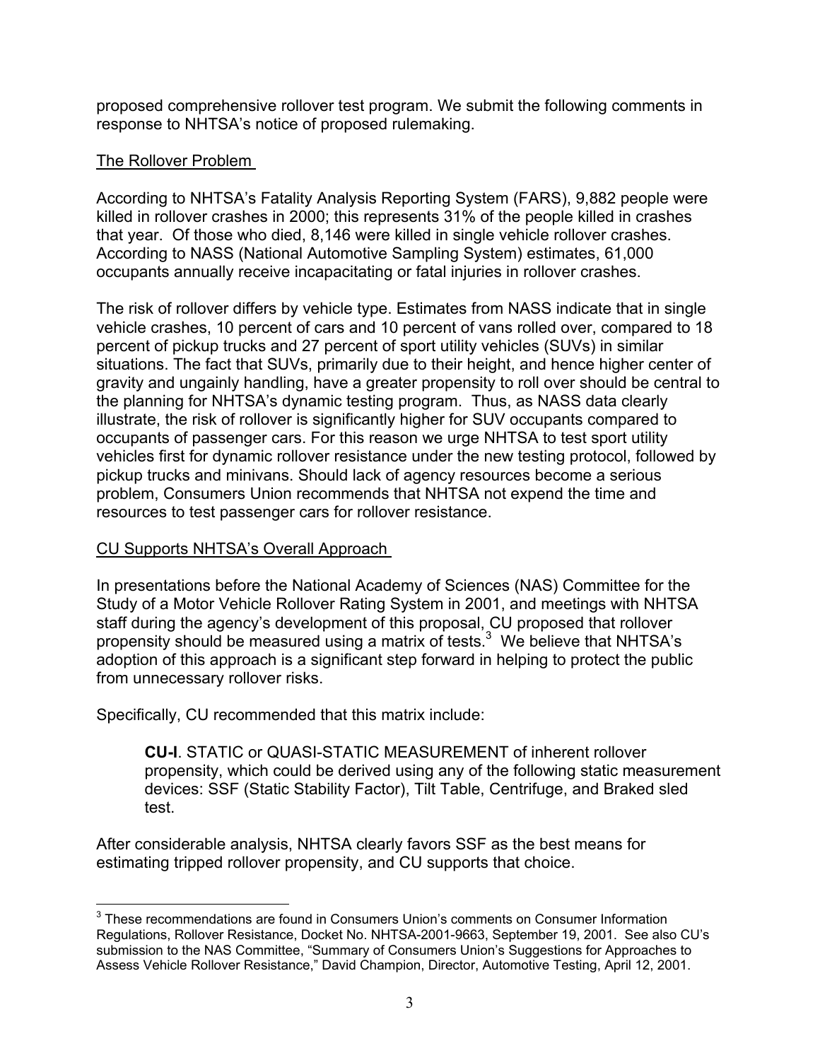proposed comprehensive rollover test program. We submit the following comments in response to NHTSA's notice of proposed rulemaking.

## The Rollover Problem

According to NHTSA's Fatality Analysis Reporting System (FARS), 9,882 people were killed in rollover crashes in 2000; this represents 31% of the people killed in crashes that year. Of those who died, 8,146 were killed in single vehicle rollover crashes. According to NASS (National Automotive Sampling System) estimates, 61,000 occupants annually receive incapacitating or fatal injuries in rollover crashes.

The risk of rollover differs by vehicle type. Estimates from NASS indicate that in single vehicle crashes, 10 percent of cars and 10 percent of vans rolled over, compared to 18 percent of pickup trucks and 27 percent of sport utility vehicles (SUVs) in similar situations. The fact that SUVs, primarily due to their height, and hence higher center of gravity and ungainly handling, have a greater propensity to roll over should be central to the planning for NHTSA's dynamic testing program. Thus, as NASS data clearly illustrate, the risk of rollover is significantly higher for SUV occupants compared to occupants of passenger cars. For this reason we urge NHTSA to test sport utility vehicles first for dynamic rollover resistance under the new testing protocol, followed by pickup trucks and minivans. Should lack of agency resources become a serious problem, Consumers Union recommends that NHTSA not expend the time and resources to test passenger cars for rollover resistance.

## CU Supports NHTSA's Overall Approach

In presentations before the National Academy of Sciences (NAS) Committee for the Study of a Motor Vehicle Rollover Rating System in 2001, and meetings with NHTSA staff during the agency's development of this proposal, CU proposed that rollover propensity should be measured using a matrix of tests.[3] We believe that NHTSA's adoption of this approach is a significant step forward in helping to protect the public from unnecessary rollover risks.

Specifically, CU recommended that this matrix include:

> **CU-I**. STATIC or QUASI-STATIC MEASUREMENT of inherent rollover propensity, which could be derived using any of the following static measurement devices: SSF (Static Stability Factor), Tilt Table, Centrifuge, and Braked sled test.

After considerable analysis, NHTSA clearly favors SSF as the best means for estimating tripped rollover propensity, and CU supports that choice.

---

[3] These recommendations are found in Consumers Union's comments on Consumer Information Regulations, Rollover Resistance, Docket No. NHTSA-2001-9663, September 19, 2001. See also CU's submission to the NAS Committee, "Summary of Consumers Union's Suggestions for Approaches to Assess Vehicle Rollover Resistance," David Champion, Director, Automotive Testing, April 12, 2001.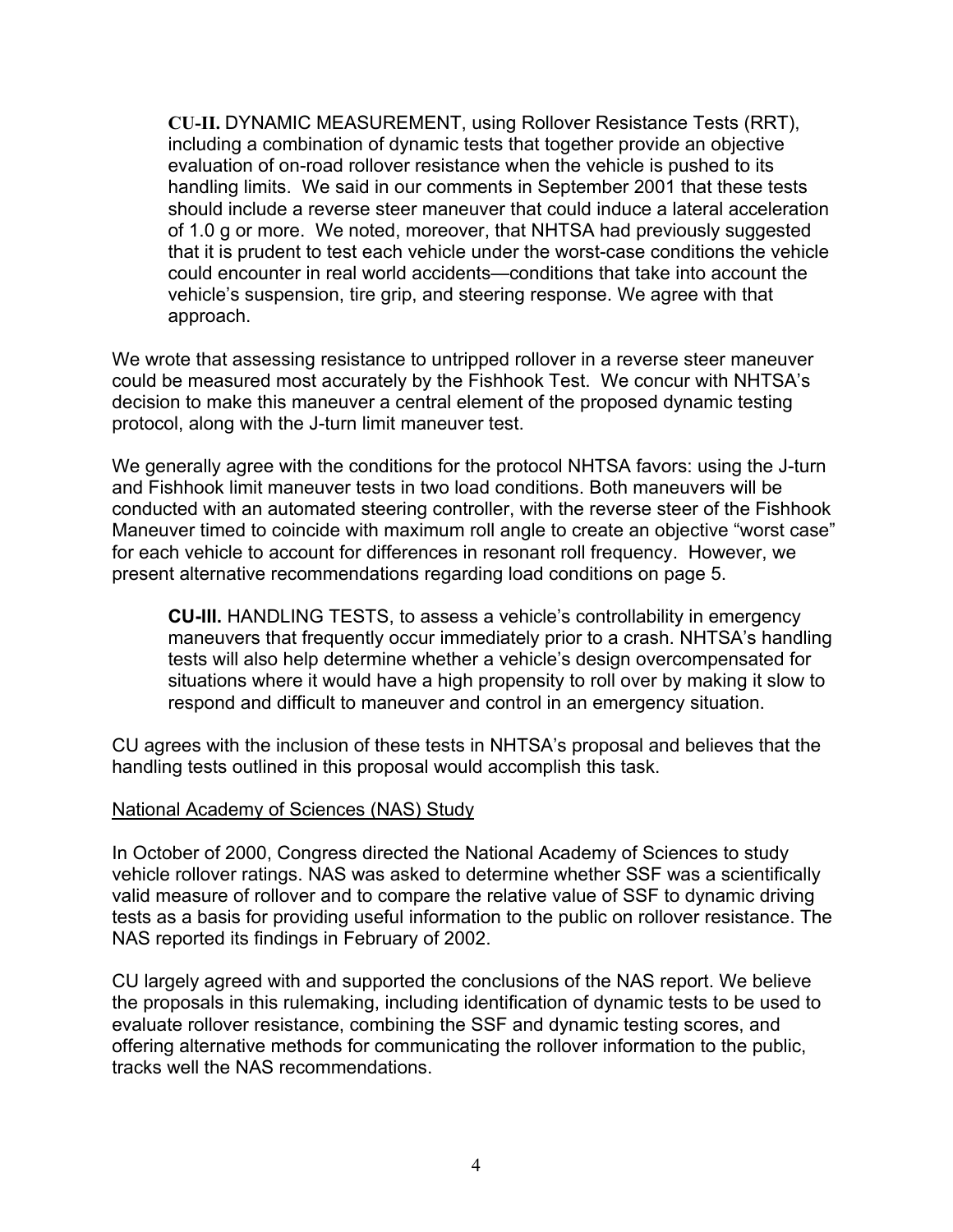**CU-II.** DYNAMIC MEASUREMENT, using Rollover Resistance Tests (RRT), including a combination of dynamic tests that together provide an objective evaluation of on-road rollover resistance when the vehicle is pushed to its handling limits. We said in our comments in September 2001 that these tests should include a reverse steer maneuver that could induce a lateral acceleration of 1.0 g or more. We noted, moreover, that NHTSA had previously suggested that it is prudent to test each vehicle under the worst-case conditions the vehicle could encounter in real world accidents—conditions that take into account the vehicle's suspension, tire grip, and steering response. We agree with that approach.

We wrote that assessing resistance to untripped rollover in a reverse steer maneuver could be measured most accurately by the Fishhook Test. We concur with NHTSA's decision to make this maneuver a central element of the proposed dynamic testing protocol, along with the J-turn limit maneuver test.

We generally agree with the conditions for the protocol NHTSA favors: using the J-turn and Fishhook limit maneuver tests in two load conditions. Both maneuvers will be conducted with an automated steering controller, with the reverse steer of the Fishhook Maneuver timed to coincide with maximum roll angle to create an objective "worst case" for each vehicle to account for differences in resonant roll frequency. However, we present alternative recommendations regarding load conditions on page 5.

**CU-III.** HANDLING TESTS, to assess a vehicle's controllability in emergency maneuvers that frequently occur immediately prior to a crash. NHTSA's handling tests will also help determine whether a vehicle's design overcompensated for situations where it would have a high propensity to roll over by making it slow to respond and difficult to maneuver and control in an emergency situation.

CU agrees with the inclusion of these tests in NHTSA's proposal and believes that the handling tests outlined in this proposal would accomplish this task.

<u>National Academy of Sciences (NAS) Study</u>

In October of 2000, Congress directed the National Academy of Sciences to study vehicle rollover ratings. NAS was asked to determine whether SSF was a scientifically valid measure of rollover and to compare the relative value of SSF to dynamic driving tests as a basis for providing useful information to the public on rollover resistance. The NAS reported its findings in February of 2002.

CU largely agreed with and supported the conclusions of the NAS report. We believe the proposals in this rulemaking, including identification of dynamic tests to be used to evaluate rollover resistance, combining the SSF and dynamic testing scores, and offering alternative methods for communicating the rollover information to the public, tracks well the NAS recommendations.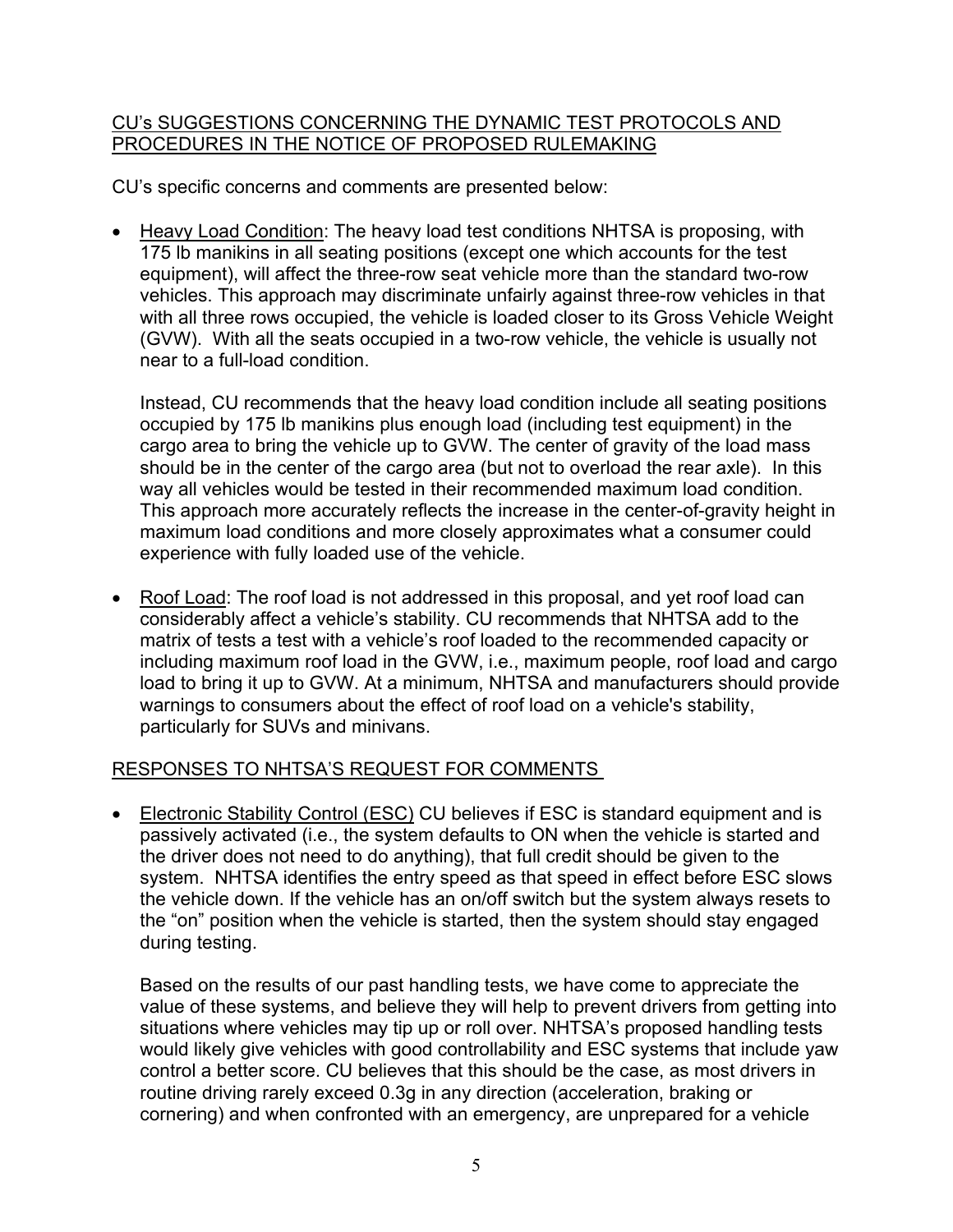<u>CU's SUGGESTIONS CONCERNING THE DYNAMIC TEST PROTOCOLS AND PROCEDURES IN THE NOTICE OF PROPOSED RULEMAKING</u>

CU's specific concerns and comments are presented below:

- <u>Heavy Load Condition</u>: The heavy load test conditions NHTSA is proposing, with 175 lb manikins in all seating positions (except one which accounts for the test equipment), will affect the three-row seat vehicle more than the standard two-row vehicles. This approach may discriminate unfairly against three-row vehicles in that with all three rows occupied, the vehicle is loaded closer to its Gross Vehicle Weight (GVW). With all the seats occupied in a two-row vehicle, the vehicle is usually not near to a full-load condition.

  Instead, CU recommends that the heavy load condition include all seating positions occupied by 175 lb manikins plus enough load (including test equipment) in the cargo area to bring the vehicle up to GVW. The center of gravity of the load mass should be in the center of the cargo area (but not to overload the rear axle). In this way all vehicles would be tested in their recommended maximum load condition. This approach more accurately reflects the increase in the center-of-gravity height in maximum load conditions and more closely approximates what a consumer could experience with fully loaded use of the vehicle.

- <u>Roof Load</u>: The roof load is not addressed in this proposal, and yet roof load can considerably affect a vehicle's stability. CU recommends that NHTSA add to the matrix of tests a test with a vehicle's roof loaded to the recommended capacity or including maximum roof load in the GVW, i.e., maximum people, roof load and cargo load to bring it up to GVW. At a minimum, NHTSA and manufacturers should provide warnings to consumers about the effect of roof load on a vehicle's stability, particularly for SUVs and minivans.

<u>RESPONSES TO NHTSA'S REQUEST FOR COMMENTS</u>

- <u>Electronic Stability Control (ESC)</u> CU believes if ESC is standard equipment and is passively activated (i.e., the system defaults to ON when the vehicle is started and the driver does not need to do anything), that full credit should be given to the system. NHTSA identifies the entry speed as that speed in effect before ESC slows the vehicle down. If the vehicle has an on/off switch but the system always resets to the "on" position when the vehicle is started, then the system should stay engaged during testing.

  Based on the results of our past handling tests, we have come to appreciate the value of these systems, and believe they will help to prevent drivers from getting into situations where vehicles may tip up or roll over. NHTSA's proposed handling tests would likely give vehicles with good controllability and ESC systems that include yaw control a better score. CU believes that this should be the case, as most drivers in routine driving rarely exceed 0.3g in any direction (acceleration, braking or cornering) and when confronted with an emergency, are unprepared for a vehicle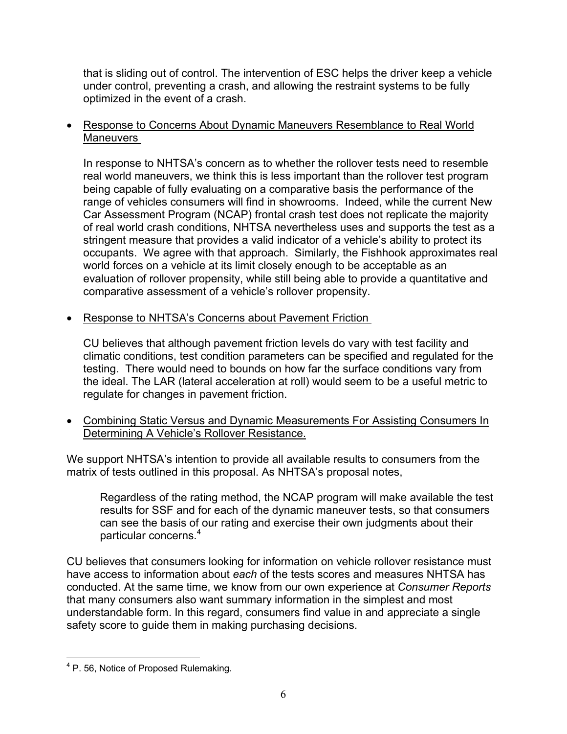that is sliding out of control. The intervention of ESC helps the driver keep a vehicle under control, preventing a crash, and allowing the restraint systems to be fully optimized in the event of a crash.

- <u>Response to Concerns About Dynamic Maneuvers Resemblance to Real World Maneuvers</u>

  In response to NHTSA's concern as to whether the rollover tests need to resemble real world maneuvers, we think this is less important than the rollover test program being capable of fully evaluating on a comparative basis the performance of the range of vehicles consumers will find in showrooms. Indeed, while the current New Car Assessment Program (NCAP) frontal crash test does not replicate the majority of real world crash conditions, NHTSA nevertheless uses and supports the test as a stringent measure that provides a valid indicator of a vehicle's ability to protect its occupants. We agree with that approach. Similarly, the Fishhook approximates real world forces on a vehicle at its limit closely enough to be acceptable as an evaluation of rollover propensity, while still being able to provide a quantitative and comparative assessment of a vehicle's rollover propensity.

- <u>Response to NHTSA's Concerns about Pavement Friction</u>

  CU believes that although pavement friction levels do vary with test facility and climatic conditions, test condition parameters can be specified and regulated for the testing. There would need to bounds on how far the surface conditions vary from the ideal. The LAR (lateral acceleration at roll) would seem to be a useful metric to regulate for changes in pavement friction.

- <u>Combining Static Versus and Dynamic Measurements For Assisting Consumers In Determining A Vehicle's Rollover Resistance.</u>

We support NHTSA's intention to provide all available results to consumers from the matrix of tests outlined in this proposal. As NHTSA's proposal notes,

> Regardless of the rating method, the NCAP program will make available the test results for SSF and for each of the dynamic maneuver tests, so that consumers can see the basis of our rating and exercise their own judgments about their particular concerns.[4]

CU believes that consumers looking for information on vehicle rollover resistance must have access to information about *each* of the tests scores and measures NHTSA has conducted. At the same time, we know from our own experience at *Consumer Reports* that many consumers also want summary information in the simplest and most understandable form. In this regard, consumers find value in and appreciate a single safety score to guide them in making purchasing decisions.

---

[4] P. 56, Notice of Proposed Rulemaking.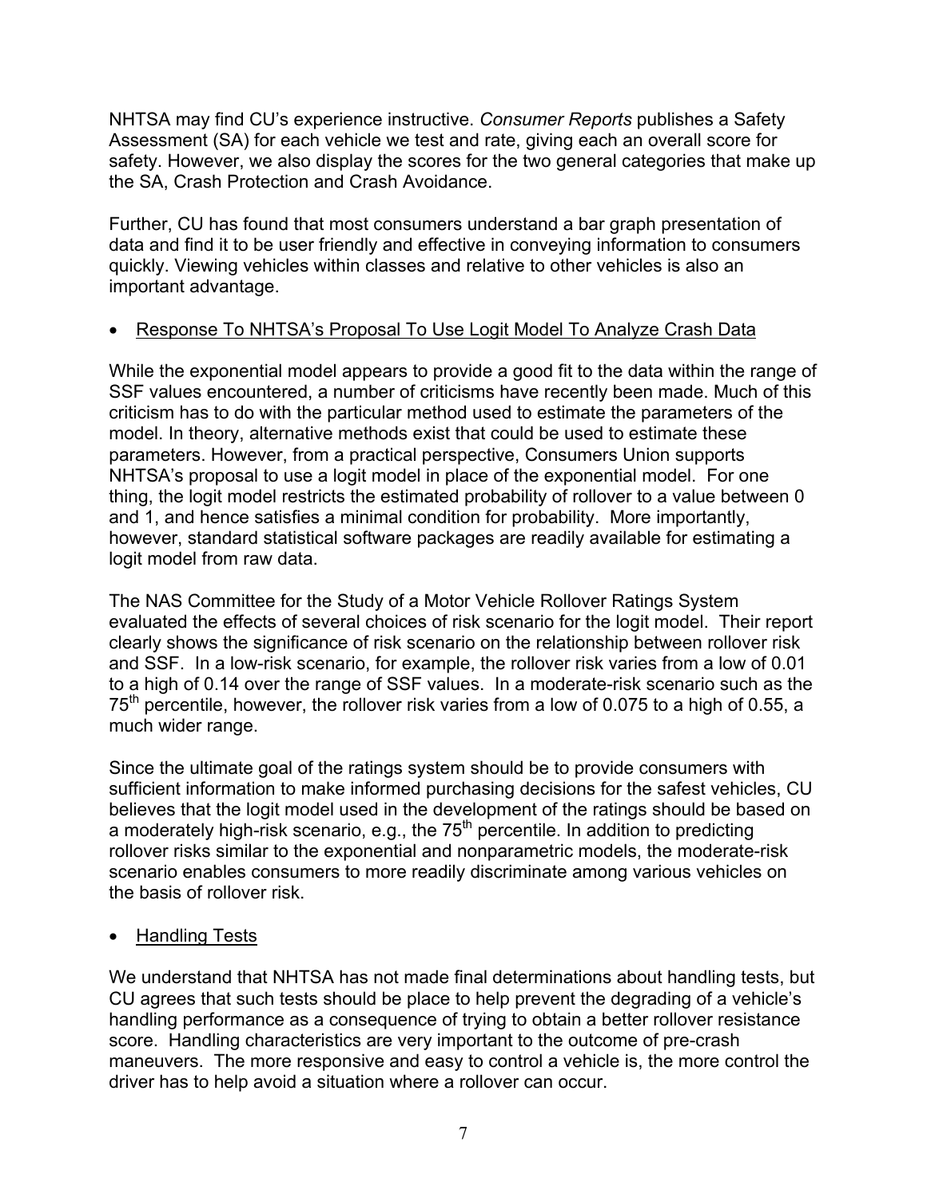NHTSA may find CU's experience instructive. *Consumer Reports* publishes a Safety Assessment (SA) for each vehicle we test and rate, giving each an overall score for safety. However, we also display the scores for the two general categories that make up the SA, Crash Protection and Crash Avoidance.

Further, CU has found that most consumers understand a bar graph presentation of data and find it to be user friendly and effective in conveying information to consumers quickly. Viewing vehicles within classes and relative to other vehicles is also an important advantage.

- Response To NHTSA's Proposal To Use Logit Model To Analyze Crash Data

While the exponential model appears to provide a good fit to the data within the range of SSF values encountered, a number of criticisms have recently been made. Much of this criticism has to do with the particular method used to estimate the parameters of the model. In theory, alternative methods exist that could be used to estimate these parameters. However, from a practical perspective, Consumers Union supports NHTSA's proposal to use a logit model in place of the exponential model. For one thing, the logit model restricts the estimated probability of rollover to a value between 0 and 1, and hence satisfies a minimal condition for probability. More importantly, however, standard statistical software packages are readily available for estimating a logit model from raw data.

The NAS Committee for the Study of a Motor Vehicle Rollover Ratings System evaluated the effects of several choices of risk scenario for the logit model. Their report clearly shows the significance of risk scenario on the relationship between rollover risk and SSF. In a low-risk scenario, for example, the rollover risk varies from a low of 0.01 to a high of 0.14 over the range of SSF values. In a moderate-risk scenario such as the 75th percentile, however, the rollover risk varies from a low of 0.075 to a high of 0.55, a much wider range.

Since the ultimate goal of the ratings system should be to provide consumers with sufficient information to make informed purchasing decisions for the safest vehicles, CU believes that the logit model used in the development of the ratings should be based on a moderately high-risk scenario, e.g., the 75th percentile. In addition to predicting rollover risks similar to the exponential and nonparametric models, the moderate-risk scenario enables consumers to more readily discriminate among various vehicles on the basis of rollover risk.

- Handling Tests

We understand that NHTSA has not made final determinations about handling tests, but CU agrees that such tests should be place to help prevent the degrading of a vehicle's handling performance as a consequence of trying to obtain a better rollover resistance score. Handling characteristics are very important to the outcome of pre-crash maneuvers. The more responsive and easy to control a vehicle is, the more control the driver has to help avoid a situation where a rollover can occur.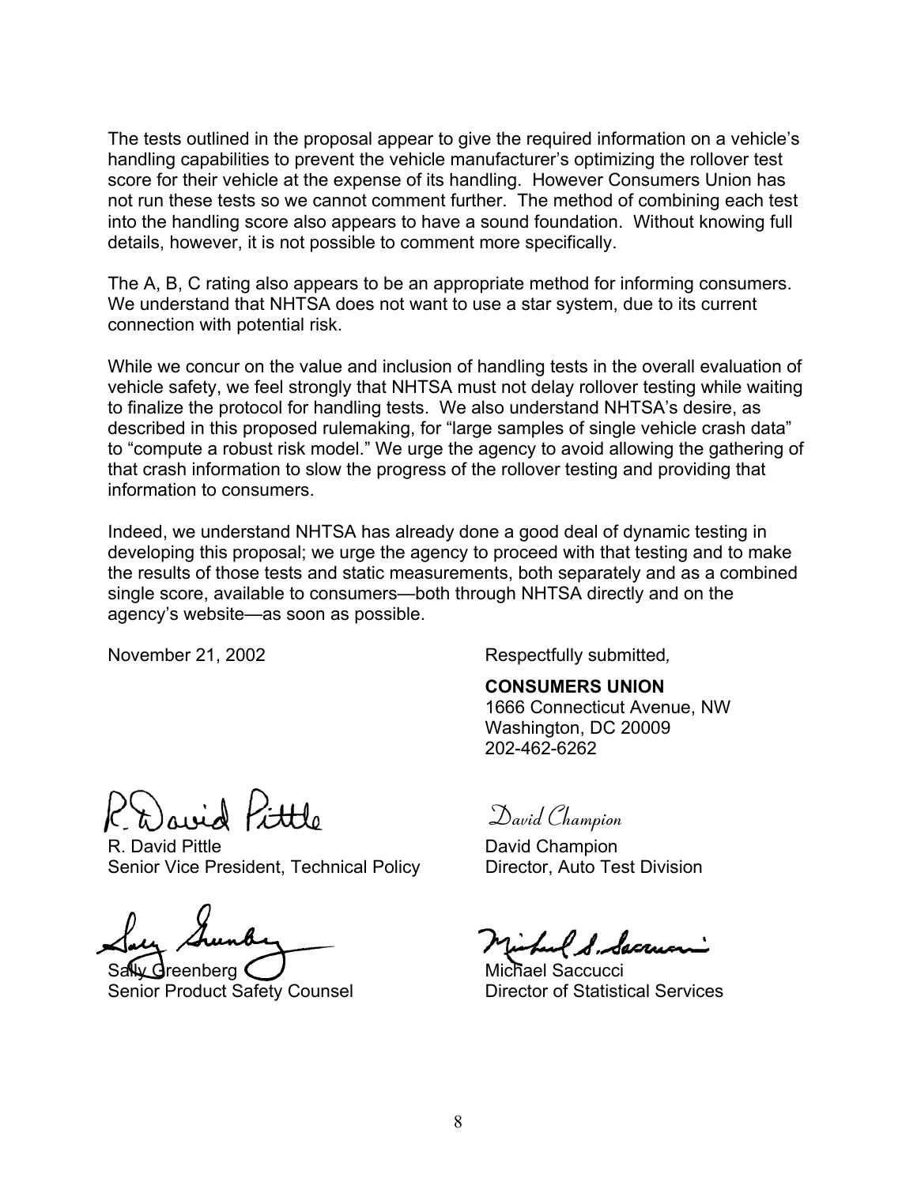The tests outlined in the proposal appear to give the required information on a vehicle's handling capabilities to prevent the vehicle manufacturer's optimizing the rollover test score for their vehicle at the expense of its handling. However Consumers Union has not run these tests so we cannot comment further. The method of combining each test into the handling score also appears to have a sound foundation. Without knowing full details, however, it is not possible to comment more specifically.

The A, B, C rating also appears to be an appropriate method for informing consumers. We understand that NHTSA does not want to use a star system, due to its current connection with potential risk.

While we concur on the value and inclusion of handling tests in the overall evaluation of vehicle safety, we feel strongly that NHTSA must not delay rollover testing while waiting to finalize the protocol for handling tests. We also understand NHTSA's desire, as described in this proposed rulemaking, for "large samples of single vehicle crash data" to "compute a robust risk model." We urge the agency to avoid allowing the gathering of that crash information to slow the progress of the rollover testing and providing that information to consumers.

Indeed, we understand NHTSA has already done a good deal of dynamic testing in developing this proposal; we urge the agency to proceed with that testing and to make the results of those tests and static measurements, both separately and as a combined single score, available to consumers—both through NHTSA directly and on the agency's website—as soon as possible.

November 21, 2002

Respectfully submitted,

**CONSUMERS UNION**
1666 Connecticut Avenue, NW
Washington, DC 20009
202-462-6262

R. David Pittle
Senior Vice President, Technical Policy

*David Champion*

David Champion
Director, Auto Test Division

Sally Greenberg
Senior Product Safety Counsel

Michael Saccucci
Director of Statistical Services